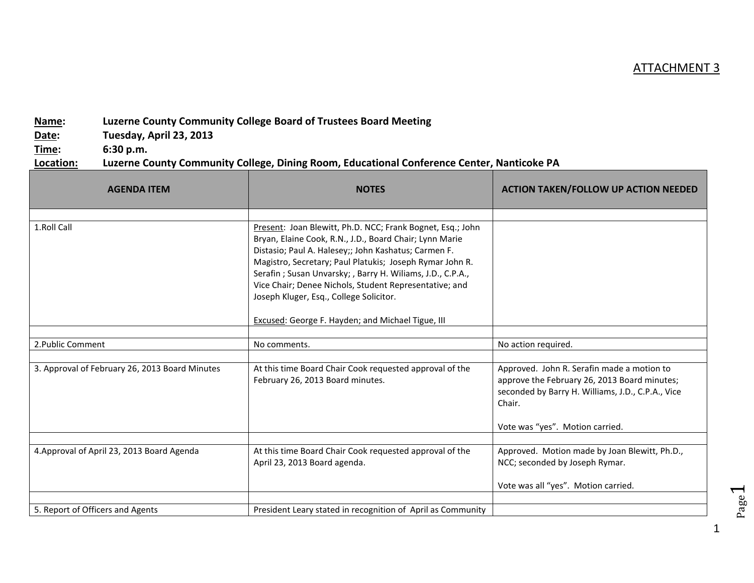ATTACHMENT 3

**Name:** **Luzerne County Community College Board of Trustees Board Meeting**
**Date:** **Tuesday, April 23, 2013**
**Time:** **6:30 p.m.**
**Location:** **Luzerne County Community College, Dining Room, Educational Conference Center, Nanticoke PA**

| AGENDA ITEM | NOTES | ACTION TAKEN/FOLLOW UP ACTION NEEDED |
|---|---|---|
| | | |
| 1.Roll Call | Present: Joan Blewitt, Ph.D. NCC; Frank Bognet, Esq.; John Bryan, Elaine Cook, R.N., J.D., Board Chair; Lynn Marie Distasio; Paul A. Halesey;; John Kashatus; Carmen F. Magistro, Secretary; Paul Platukis; Joseph Rymar John R. Serafin ; Susan Unvarsky; , Barry H. Wiliams, J.D., C.P.A., Vice Chair; Denee Nichols, Student Representative; and Joseph Kluger, Esq., College Solicitor.<br><br>Excused: George F. Hayden; and Michael Tigue, III | |
| | | |
| 2.Public Comment | No comments. | No action required. |
| | | |
| 3. Approval of February 26, 2013 Board Minutes | At this time Board Chair Cook requested approval of the February 26, 2013 Board minutes. | Approved. John R. Serafin made a motion to approve the February 26, 2013 Board minutes; seconded by Barry H. Williams, J.D., C.P.A., Vice Chair.<br><br>Vote was "yes". Motion carried. |
| | | |
| 4.Approval of April 23, 2013 Board Agenda | At this time Board Chair Cook requested approval of the April 23, 2013 Board agenda. | Approved. Motion made by Joan Blewitt, Ph.D., NCC; seconded by Joseph Rymar.<br><br>Vote was all "yes". Motion carried. |
| | | |
| 5. Report of Officers and Agents | President Leary stated in recognition of April as Community | |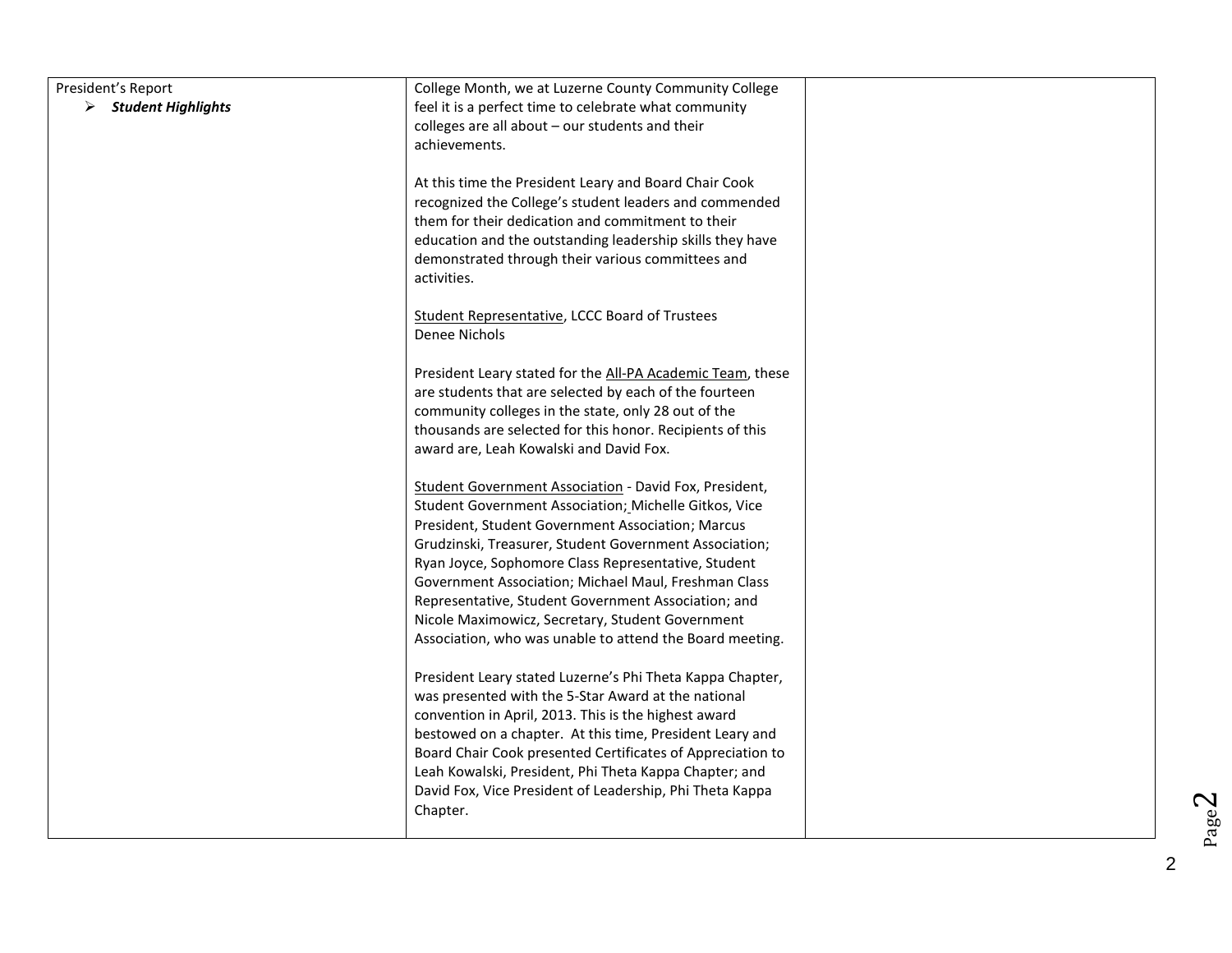| | | |
|---|---|---|
| President's Report<br>➢ ***Student Highlights*** | College Month, we at Luzerne County Community College feel it is a perfect time to celebrate what community colleges are all about – our students and their achievements.<br><br>At this time the President Leary and Board Chair Cook recognized the College's student leaders and commended them for their dedication and commitment to their education and the outstanding leadership skills they have demonstrated through their various committees and activities.<br><br><u>Student Representative</u>, LCCC Board of Trustees<br>Denee Nichols<br><br>President Leary stated for the <u>All-PA Academic Team</u>, these are students that are selected by each of the fourteen community colleges in the state, only 28 out of the thousands are selected for this honor. Recipients of this award are, Leah Kowalski and David Fox.<br><br><u>Student Government Association</u> - David Fox, President, Student Government Association; Michelle Gitkos, Vice President, Student Government Association; Marcus Grudzinski, Treasurer, Student Government Association; Ryan Joyce, Sophomore Class Representative, Student Government Association; Michael Maul, Freshman Class Representative, Student Government Association; and Nicole Maximowicz, Secretary, Student Government Association, who was unable to attend the Board meeting.<br><br>President Leary stated Luzerne's Phi Theta Kappa Chapter, was presented with the 5-Star Award at the national convention in April, 2013. This is the highest award bestowed on a chapter. At this time, President Leary and Board Chair Cook presented Certificates of Appreciation to Leah Kowalski, President, Phi Theta Kappa Chapter; and David Fox, Vice President of Leadership, Phi Theta Kappa Chapter. | |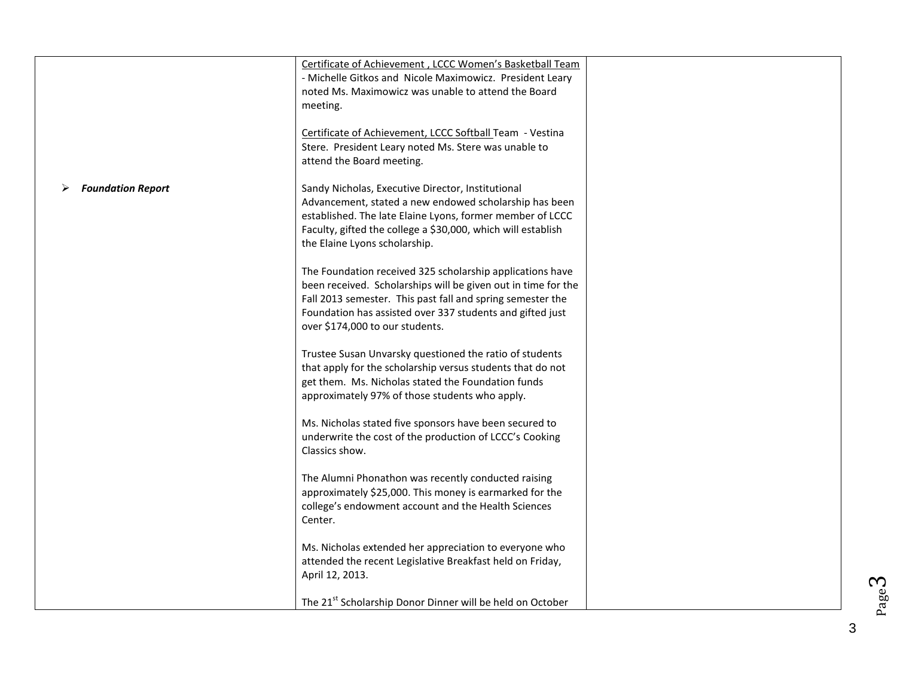| | | |
|---|---|---|
| | <u>Certificate of Achievement , LCCC Women's Basketball Team</u> - Michelle Gitkos and Nicole Maximowicz. President Leary noted Ms. Maximowicz was unable to attend the Board meeting.<br><br><u>Certificate of Achievement, LCCC Softball</u> Team - Vestina Stere. President Leary noted Ms. Stere was unable to attend the Board meeting. | |
| ➢ ***Foundation Report*** | Sandy Nicholas, Executive Director, Institutional Advancement, stated a new endowed scholarship has been established. The late Elaine Lyons, former member of LCCC Faculty, gifted the college a $30,000, which will establish the Elaine Lyons scholarship.<br><br>The Foundation received 325 scholarship applications have been received. Scholarships will be given out in time for the Fall 2013 semester. This past fall and spring semester the Foundation has assisted over 337 students and gifted just over $174,000 to our students.<br><br>Trustee Susan Unvarsky questioned the ratio of students that apply for the scholarship versus students that do not get them. Ms. Nicholas stated the Foundation funds approximately 97% of those students who apply.<br><br>Ms. Nicholas stated five sponsors have been secured to underwrite the cost of the production of LCCC's Cooking Classics show.<br><br>The Alumni Phonathon was recently conducted raising approximately $25,000. This money is earmarked for the college's endowment account and the Health Sciences Center.<br><br>Ms. Nicholas extended her appreciation to everyone who attended the recent Legislative Breakfast held on Friday, April 12, 2013.<br><br>The 21st Scholarship Donor Dinner will be held on October | |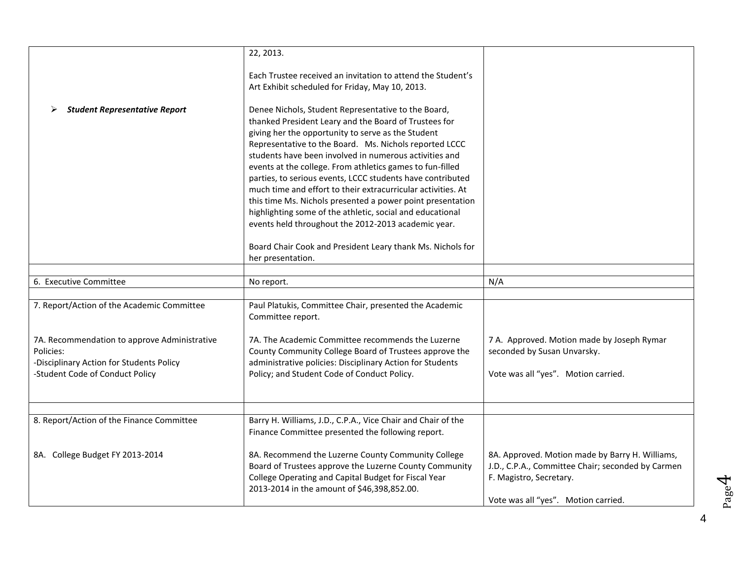| | | |
|---|---|---|
| | 22, 2013.<br><br>Each Trustee received an invitation to attend the Student's Art Exhibit scheduled for Friday, May 10, 2013. | |
| ➢ ***Student Representative Report*** | Denee Nichols, Student Representative to the Board, thanked President Leary and the Board of Trustees for giving her the opportunity to serve as the Student Representative to the Board. Ms. Nichols reported LCCC students have been involved in numerous activities and events at the college. From athletics games to fun-filled parties, to serious events, LCCC students have contributed much time and effort to their extracurricular activities. At this time Ms. Nichols presented a power point presentation highlighting some of the athletic, social and educational events held throughout the 2012-2013 academic year.<br><br>Board Chair Cook and President Leary thank Ms. Nichols for her presentation. | |
| | | |
| 6. Executive Committee | No report. | N/A |
| | | |
| 7. Report/Action of the Academic Committee | Paul Platukis, Committee Chair, presented the Academic Committee report. | |
| 7A. Recommendation to approve Administrative Policies:<br>-Disciplinary Action for Students Policy<br>-Student Code of Conduct Policy | 7A. The Academic Committee recommends the Luzerne County Community College Board of Trustees approve the administrative policies: Disciplinary Action for Students Policy; and Student Code of Conduct Policy. | 7 A. Approved. Motion made by Joseph Rymar seconded by Susan Unvarsky.<br><br>Vote was all "yes". Motion carried. |
| | | |
| 8. Report/Action of the Finance Committee | Barry H. Williams, J.D., C.P.A., Vice Chair and Chair of the Finance Committee presented the following report. | |
| 8A. College Budget FY 2013-2014 | 8A. Recommend the Luzerne County Community College Board of Trustees approve the Luzerne County Community College Operating and Capital Budget for Fiscal Year 2013-2014 in the amount of $46,398,852.00. | 8A. Approved. Motion made by Barry H. Williams, J.D., C.P.A., Committee Chair; seconded by Carmen F. Magistro, Secretary.<br><br>Vote was all "yes". Motion carried. |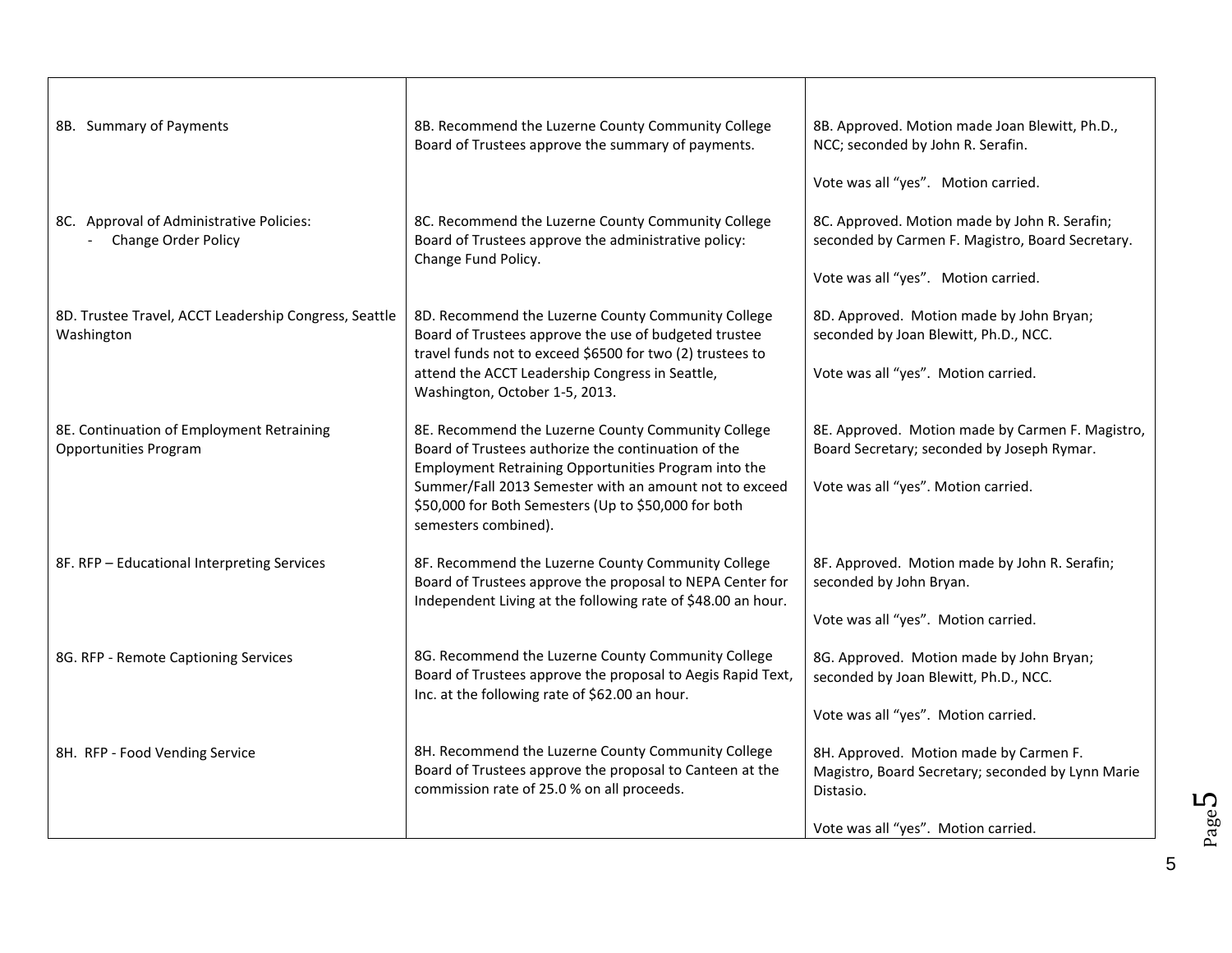| | | |
|---|---|---|
| 8B. Summary of Payments | 8B. Recommend the Luzerne County Community College Board of Trustees approve the summary of payments. | 8B. Approved. Motion made Joan Blewitt, Ph.D., NCC; seconded by John R. Serafin.<br><br>Vote was all "yes". Motion carried. |
| 8C. Approval of Administrative Policies:<br>- Change Order Policy | 8C. Recommend the Luzerne County Community College Board of Trustees approve the administrative policy: Change Fund Policy. | 8C. Approved. Motion made by John R. Serafin; seconded by Carmen F. Magistro, Board Secretary.<br><br>Vote was all "yes". Motion carried. |
| 8D. Trustee Travel, ACCT Leadership Congress, Seattle Washington | 8D. Recommend the Luzerne County Community College Board of Trustees approve the use of budgeted trustee travel funds not to exceed $6500 for two (2) trustees to attend the ACCT Leadership Congress in Seattle, Washington, October 1-5, 2013. | 8D. Approved. Motion made by John Bryan; seconded by Joan Blewitt, Ph.D., NCC.<br><br>Vote was all "yes". Motion carried. |
| 8E. Continuation of Employment Retraining Opportunities Program | 8E. Recommend the Luzerne County Community College Board of Trustees authorize the continuation of the Employment Retraining Opportunities Program into the Summer/Fall 2013 Semester with an amount not to exceed $50,000 for Both Semesters (Up to $50,000 for both semesters combined). | 8E. Approved. Motion made by Carmen F. Magistro, Board Secretary; seconded by Joseph Rymar.<br><br>Vote was all "yes". Motion carried. |
| 8F. RFP – Educational Interpreting Services | 8F. Recommend the Luzerne County Community College Board of Trustees approve the proposal to NEPA Center for Independent Living at the following rate of $48.00 an hour. | 8F. Approved. Motion made by John R. Serafin; seconded by John Bryan.<br><br>Vote was all "yes". Motion carried. |
| 8G. RFP - Remote Captioning Services | 8G. Recommend the Luzerne County Community College Board of Trustees approve the proposal to Aegis Rapid Text, Inc. at the following rate of $62.00 an hour. | 8G. Approved. Motion made by John Bryan; seconded by Joan Blewitt, Ph.D., NCC.<br><br>Vote was all "yes". Motion carried. |
| 8H. RFP - Food Vending Service | 8H. Recommend the Luzerne County Community College Board of Trustees approve the proposal to Canteen at the commission rate of 25.0 % on all proceeds. | 8H. Approved. Motion made by Carmen F. Magistro, Board Secretary; seconded by Lynn Marie Distasio.<br><br>Vote was all "yes". Motion carried. |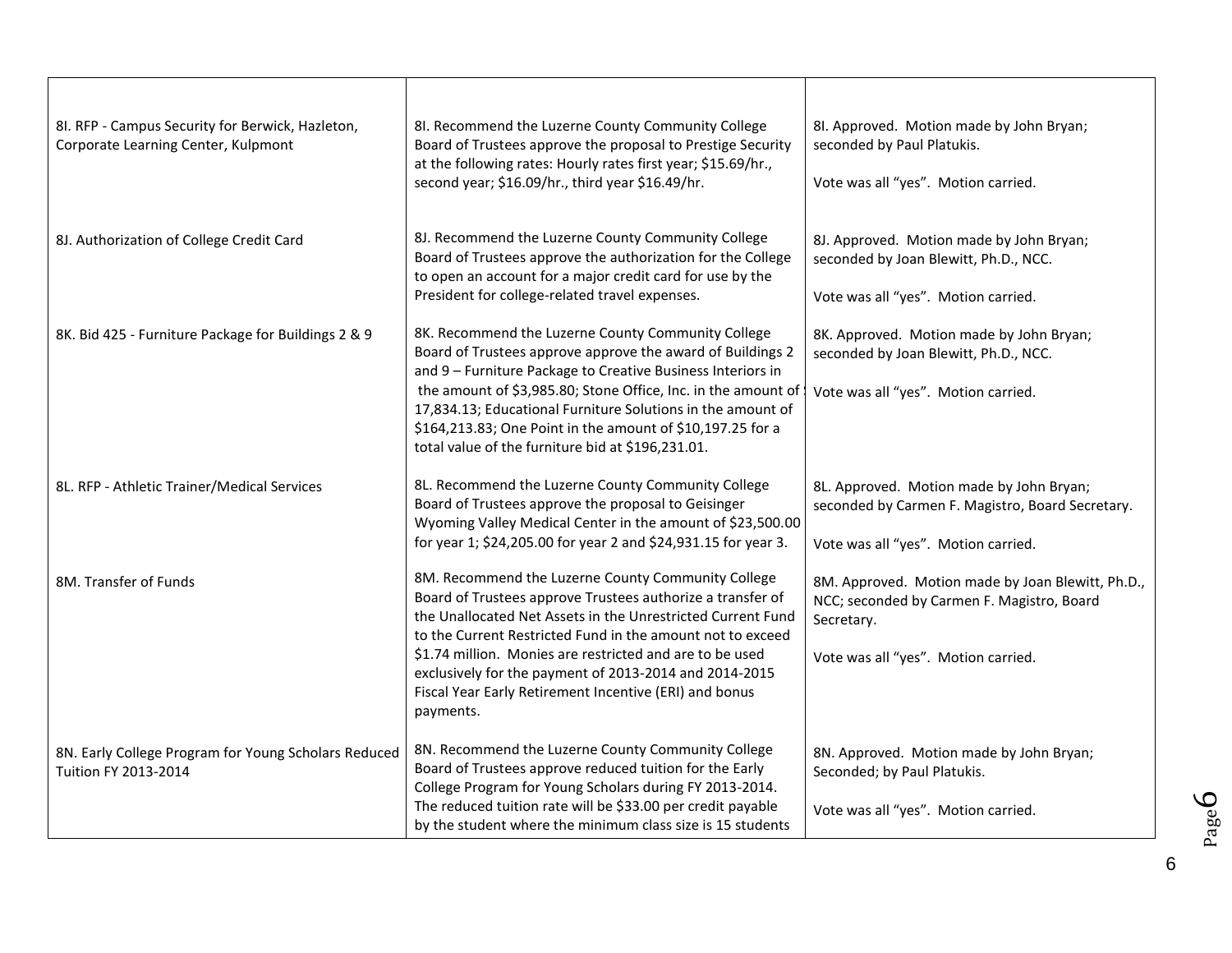| | | |
|---|---|---|
| 8I. RFP - Campus Security for Berwick, Hazleton, Corporate Learning Center, Kulpmont | 8I. Recommend the Luzerne County Community College Board of Trustees approve the proposal to Prestige Security at the following rates: Hourly rates first year; $15.69/hr., second year; $16.09/hr., third year $16.49/hr. | 8I. Approved. Motion made by John Bryan; seconded by Paul Platukis.<br><br>Vote was all "yes". Motion carried. |
| 8J. Authorization of College Credit Card | 8J. Recommend the Luzerne County Community College Board of Trustees approve the authorization for the College to open an account for a major credit card for use by the President for college-related travel expenses. | 8J. Approved. Motion made by John Bryan; seconded by Joan Blewitt, Ph.D., NCC.<br><br>Vote was all "yes". Motion carried. |
| 8K. Bid 425 - Furniture Package for Buildings 2 & 9 | 8K. Recommend the Luzerne County Community College Board of Trustees approve approve the award of Buildings 2 and 9 – Furniture Package to Creative Business Interiors in the amount of $3,985.80; Stone Office, Inc. in the amount of $ 17,834.13; Educational Furniture Solutions in the amount of $164,213.83; One Point in the amount of $10,197.25 for a total value of the furniture bid at $196,231.01. | 8K. Approved. Motion made by John Bryan; seconded by Joan Blewitt, Ph.D., NCC.<br><br>Vote was all "yes". Motion carried. |
| 8L. RFP - Athletic Trainer/Medical Services | 8L. Recommend the Luzerne County Community College Board of Trustees approve the proposal to Geisinger Wyoming Valley Medical Center in the amount of $23,500.00 for year 1; $24,205.00 for year 2 and $24,931.15 for year 3. | 8L. Approved. Motion made by John Bryan; seconded by Carmen F. Magistro, Board Secretary.<br><br>Vote was all "yes". Motion carried. |
| 8M. Transfer of Funds | 8M. Recommend the Luzerne County Community College Board of Trustees approve Trustees authorize a transfer of the Unallocated Net Assets in the Unrestricted Current Fund to the Current Restricted Fund in the amount not to exceed $1.74 million. Monies are restricted and are to be used exclusively for the payment of 2013-2014 and 2014-2015 Fiscal Year Early Retirement Incentive (ERI) and bonus payments. | 8M. Approved. Motion made by Joan Blewitt, Ph.D., NCC; seconded by Carmen F. Magistro, Board Secretary.<br><br>Vote was all "yes". Motion carried. |
| 8N. Early College Program for Young Scholars Reduced Tuition FY 2013-2014 | 8N. Recommend the Luzerne County Community College Board of Trustees approve reduced tuition for the Early College Program for Young Scholars during FY 2013-2014. The reduced tuition rate will be $33.00 per credit payable by the student where the minimum class size is 15 students | 8N. Approved. Motion made by John Bryan; Seconded; by Paul Platukis.<br><br>Vote was all "yes". Motion carried. |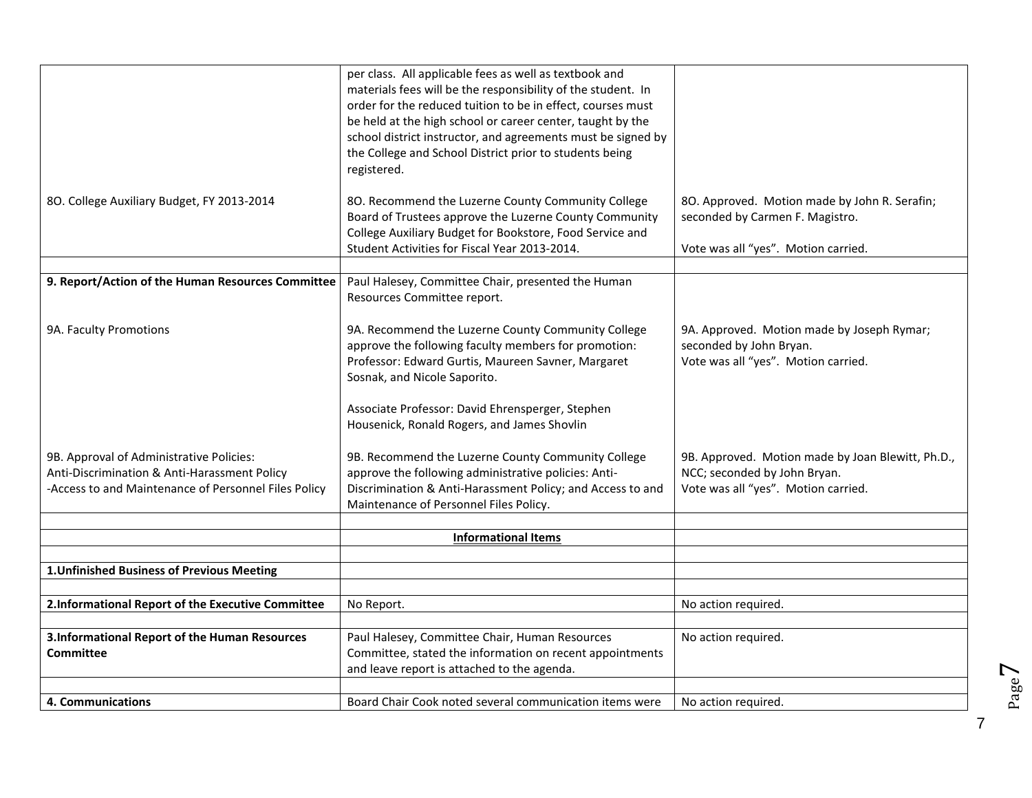| | | |
|---|---|---|
| | per class. All applicable fees as well as textbook and materials fees will be the responsibility of the student. In order for the reduced tuition to be in effect, courses must be held at the high school or career center, taught by the school district instructor, and agreements must be signed by the College and School District prior to students being registered. | |
| 8O. College Auxiliary Budget, FY 2013-2014 | 8O. Recommend the Luzerne County Community College Board of Trustees approve the Luzerne County Community College Auxiliary Budget for Bookstore, Food Service and Student Activities for Fiscal Year 2013-2014. | 8O. Approved. Motion made by John R. Serafin; seconded by Carmen F. Magistro. Vote was all "yes". Motion carried. |
| | | |
| **9. Report/Action of the Human Resources Committee** | Paul Halesey, Committee Chair, presented the Human Resources Committee report. | |
| 9A. Faculty Promotions | 9A. Recommend the Luzerne County Community College approve the following faculty members for promotion: Professor: Edward Gurtis, Maureen Savner, Margaret Sosnak, and Nicole Saporito. Associate Professor: David Ehrensperger, Stephen Housenick, Ronald Rogers, and James Shovlin | 9A. Approved. Motion made by Joseph Rymar; seconded by John Bryan. Vote was all "yes". Motion carried. |
| 9B. Approval of Administrative Policies: Anti-Discrimination & Anti-Harassment Policy -Access to and Maintenance of Personnel Files Policy | 9B. Recommend the Luzerne County Community College approve the following administrative policies: Anti-Discrimination & Anti-Harassment Policy; and Access to and Maintenance of Personnel Files Policy. | 9B. Approved. Motion made by Joan Blewitt, Ph.D., NCC; seconded by John Bryan. Vote was all "yes". Motion carried. |
| | | |
| | **Informational Items** | |
| | | |
| **1.Unfinished Business of Previous Meeting** | | |
| | | |
| **2.Informational Report of the Executive Committee** | No Report. | No action required. |
| | | |
| **3.Informational Report of the Human Resources Committee** | Paul Halesey, Committee Chair, Human Resources Committee, stated the information on recent appointments and leave report is attached to the agenda. | No action required. |
| | | |
| **4. Communications** | Board Chair Cook noted several communication items were | No action required. |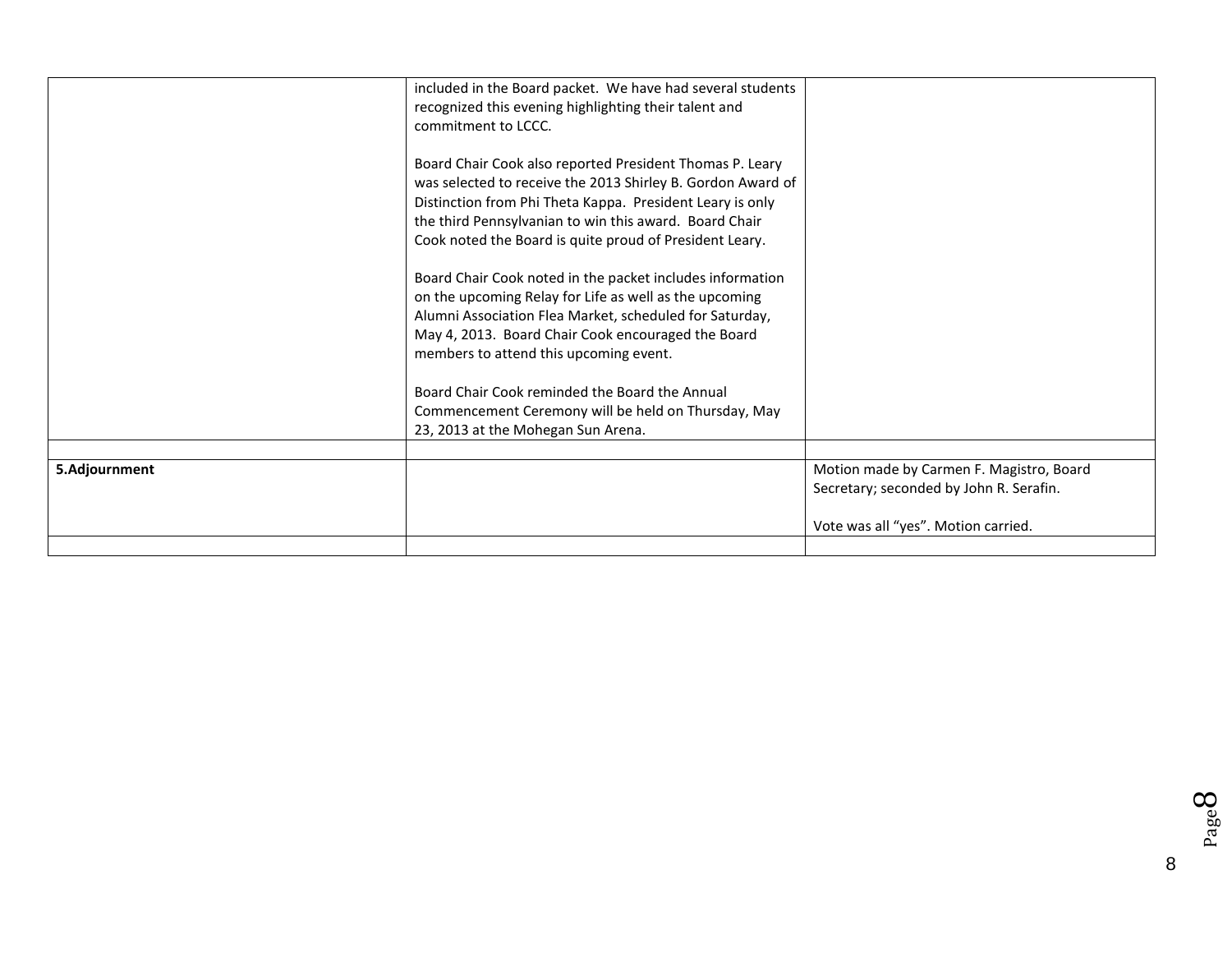| | | |
|---|---|---|
| | included in the Board packet. We have had several students recognized this evening highlighting their talent and commitment to LCCC.<br><br>Board Chair Cook also reported President Thomas P. Leary was selected to receive the 2013 Shirley B. Gordon Award of Distinction from Phi Theta Kappa. President Leary is only the third Pennsylvanian to win this award. Board Chair Cook noted the Board is quite proud of President Leary.<br><br>Board Chair Cook noted in the packet includes information on the upcoming Relay for Life as well as the upcoming Alumni Association Flea Market, scheduled for Saturday, May 4, 2013. Board Chair Cook encouraged the Board members to attend this upcoming event.<br><br>Board Chair Cook reminded the Board the Annual Commencement Ceremony will be held on Thursday, May 23, 2013 at the Mohegan Sun Arena. | |
| | | |
| **5.Adjournment** | | Motion made by Carmen F. Magistro, Board Secretary; seconded by John R. Serafin.<br><br>Vote was all “yes”. Motion carried. |
| | | |